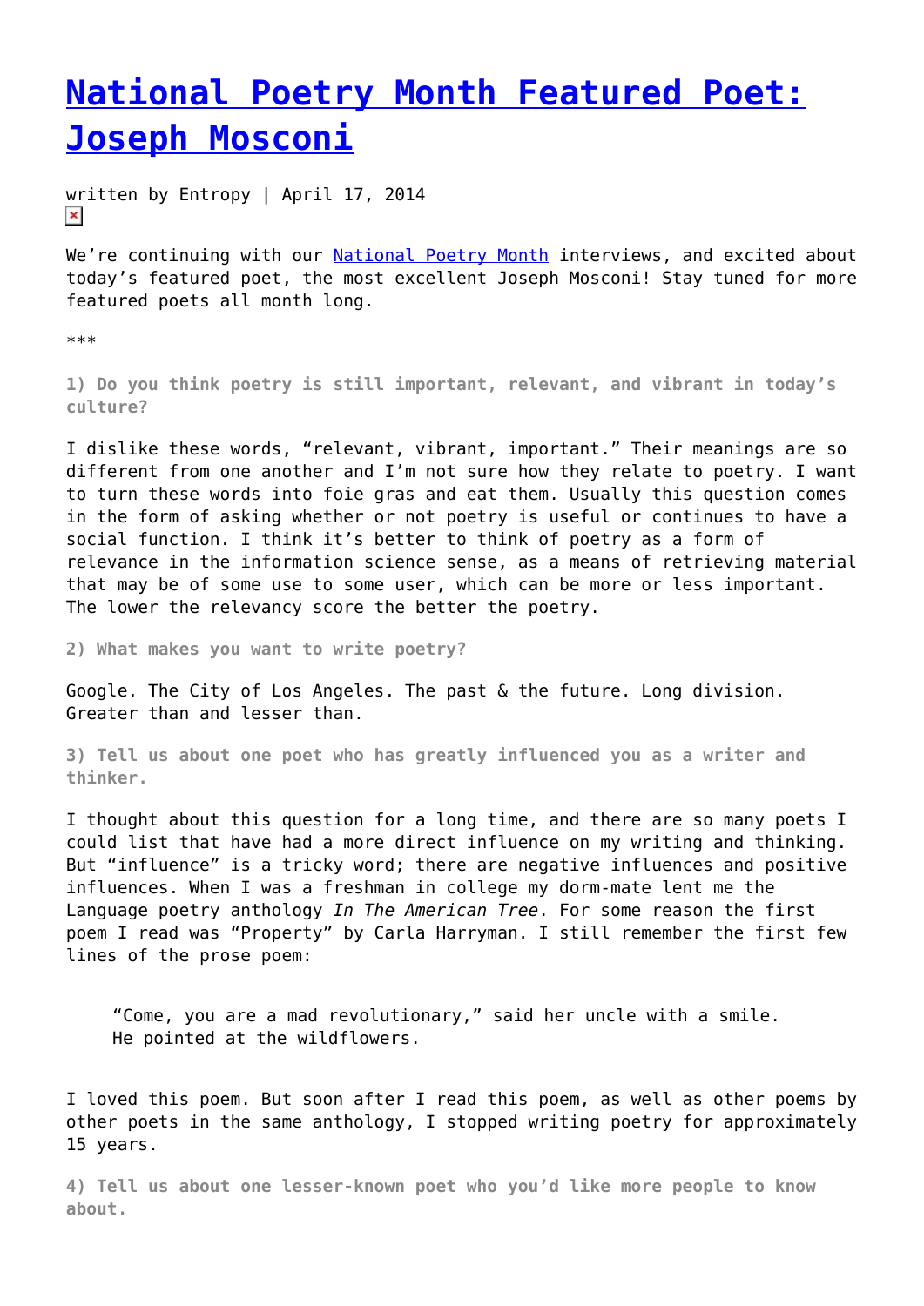# National Poetry Month Featured Poet: Joseph Mosconi

written by Entropy | April 17, 2014

We're continuing with our National Poetry Month interviews, and excited about today's featured poet, the most excellent Joseph Mosconi! Stay tuned for more featured poets all month long.

***

**1) Do you think poetry is still important, relevant, and vibrant in today's culture?**

I dislike these words, "relevant, vibrant, important." Their meanings are so different from one another and I'm not sure how they relate to poetry. I want to turn these words into foie gras and eat them. Usually this question comes in the form of asking whether or not poetry is useful or continues to have a social function. I think it's better to think of poetry as a form of relevance in the information science sense, as a means of retrieving material that may be of some use to some user, which can be more or less important. The lower the relevancy score the better the poetry.

**2) What makes you want to write poetry?**

Google. The City of Los Angeles. The past & the future. Long division. Greater than and lesser than.

**3) Tell us about one poet who has greatly influenced you as a writer and thinker.**

I thought about this question for a long time, and there are so many poets I could list that have had a more direct influence on my writing and thinking. But "influence" is a tricky word; there are negative influences and positive influences. When I was a freshman in college my dorm-mate lent me the Language poetry anthology *In The American Tree*. For some reason the first poem I read was "Property" by Carla Harryman. I still remember the first few lines of the prose poem:

> "Come, you are a mad revolutionary," said her uncle with a smile.
> He pointed at the wildflowers.

I loved this poem. But soon after I read this poem, as well as other poems by other poets in the same anthology, I stopped writing poetry for approximately 15 years.

**4) Tell us about one lesser-known poet who you'd like more people to know about.**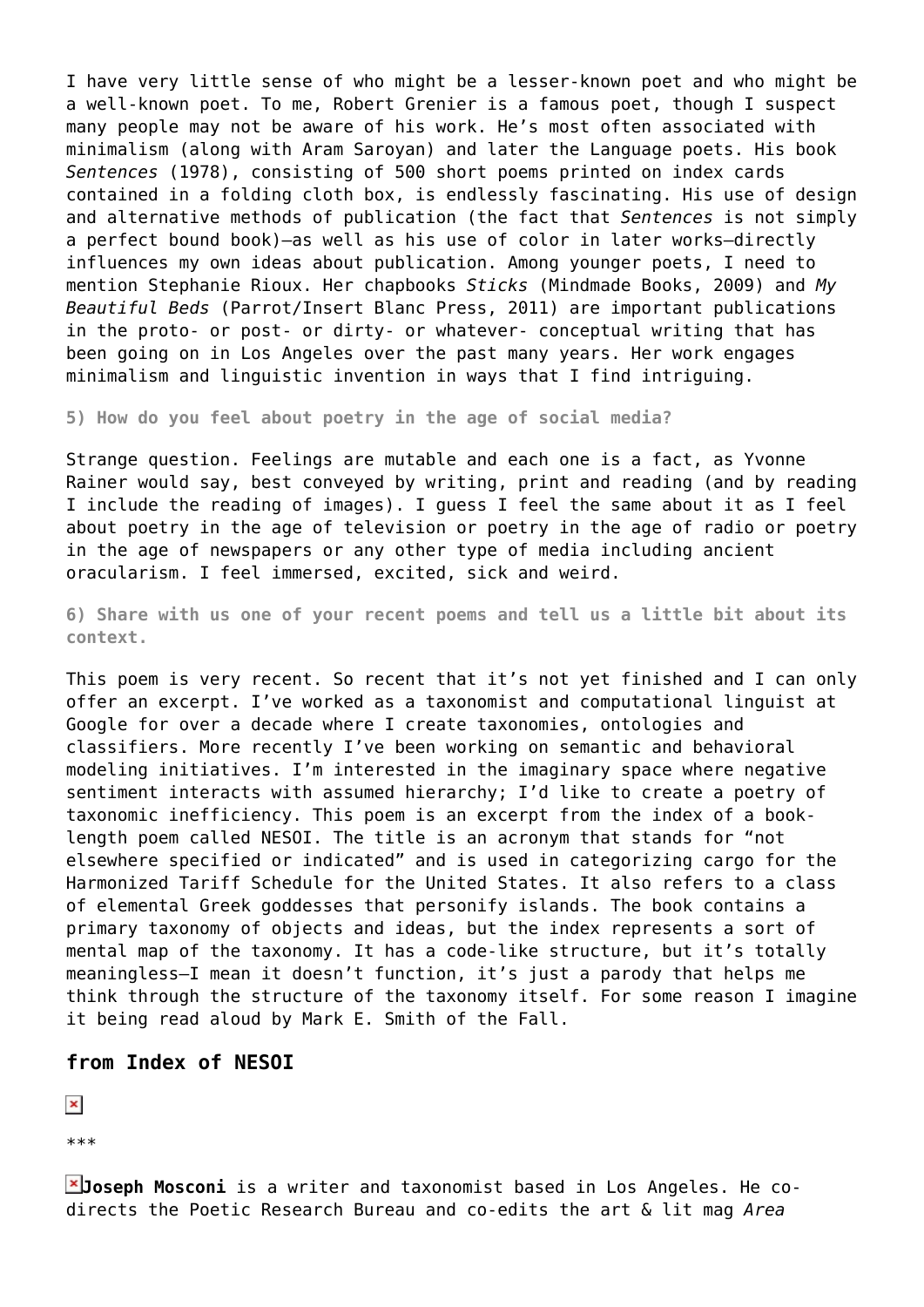I have very little sense of who might be a lesser-known poet and who might be a well-known poet. To me, Robert Grenier is a famous poet, though I suspect many people may not be aware of his work. He's most often associated with minimalism (along with Aram Saroyan) and later the Language poets. His book *Sentences* (1978), consisting of 500 short poems printed on index cards contained in a folding cloth box, is endlessly fascinating. His use of design and alternative methods of publication (the fact that *Sentences* is not simply a perfect bound book)—as well as his use of color in later works—directly influences my own ideas about publication. Among younger poets, I need to mention Stephanie Rioux. Her chapbooks *Sticks* (Mindmade Books, 2009) and *My Beautiful Beds* (Parrot/Insert Blanc Press, 2011) are important publications in the proto- or post- or dirty- or whatever- conceptual writing that has been going on in Los Angeles over the past many years. Her work engages minimalism and linguistic invention in ways that I find intriguing.

**5) How do you feel about poetry in the age of social media?**

Strange question. Feelings are mutable and each one is a fact, as Yvonne Rainer would say, best conveyed by writing, print and reading (and by reading I include the reading of images). I guess I feel the same about it as I feel about poetry in the age of television or poetry in the age of radio or poetry in the age of newspapers or any other type of media including ancient oracularism. I feel immersed, excited, sick and weird.

**6) Share with us one of your recent poems and tell us a little bit about its context.**

This poem is very recent. So recent that it's not yet finished and I can only offer an excerpt. I've worked as a taxonomist and computational linguist at Google for over a decade where I create taxonomies, ontologies and classifiers. More recently I've been working on semantic and behavioral modeling initiatives. I'm interested in the imaginary space where negative sentiment interacts with assumed hierarchy; I'd like to create a poetry of taxonomic inefficiency. This poem is an excerpt from the index of a book-length poem called NESOI. The title is an acronym that stands for "not elsewhere specified or indicated" and is used in categorizing cargo for the Harmonized Tariff Schedule for the United States. It also refers to a class of elemental Greek goddesses that personify islands. The book contains a primary taxonomy of objects and ideas, but the index represents a sort of mental map of the taxonomy. It has a code-like structure, but it's totally meaningless—I mean it doesn't function, it's just a parody that helps me think through the structure of the taxonomy itself. For some reason I imagine it being read aloud by Mark E. Smith of the Fall.

### from Index of NESOI

***

**Joseph Mosconi** is a writer and taxonomist based in Los Angeles. He co-directs the Poetic Research Bureau and co-edits the art & lit mag *Area*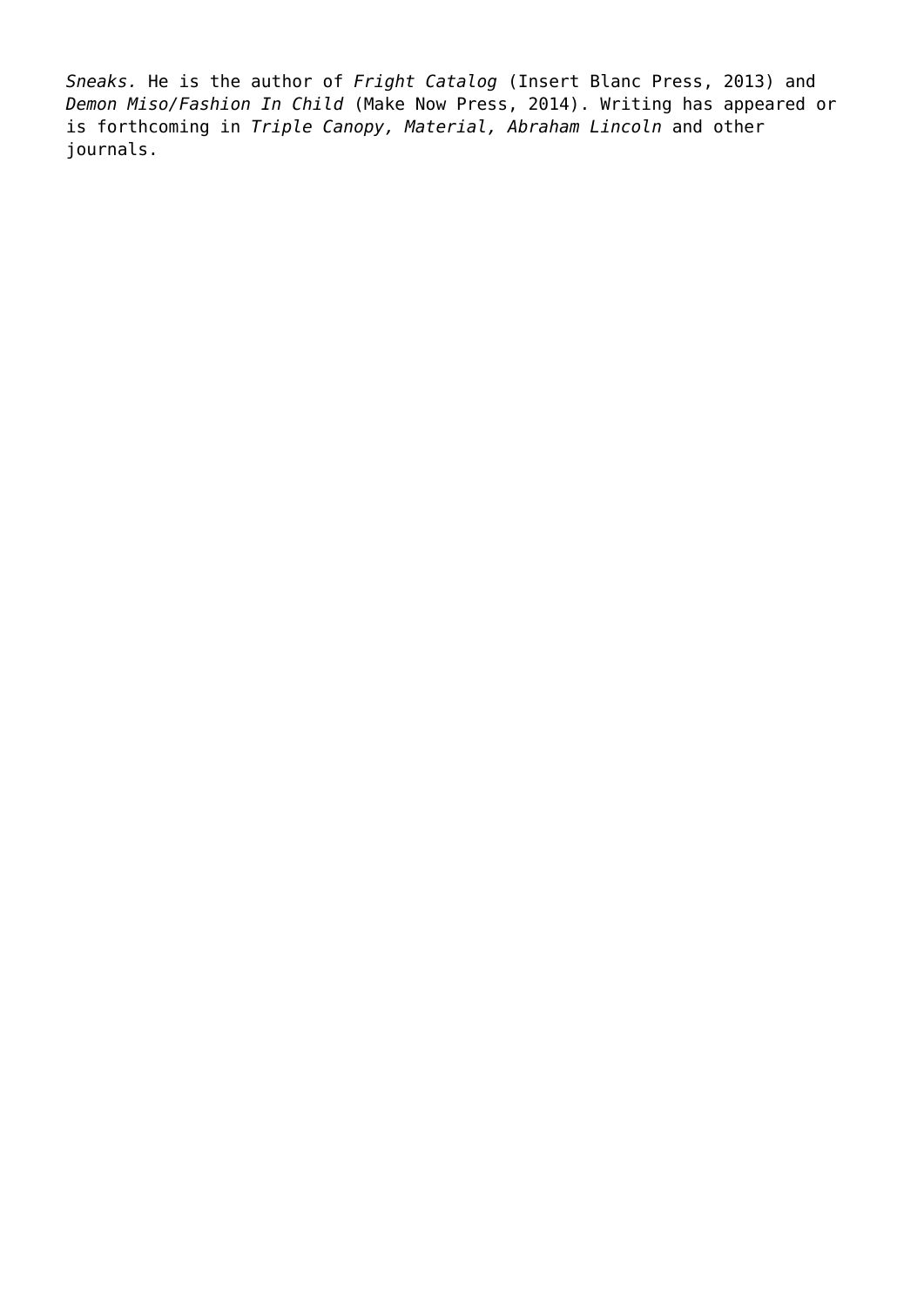*Sneaks.* He is the author of *Fright Catalog* (Insert Blanc Press, 2013) and *Demon Miso/Fashion In Child* (Make Now Press, 2014). Writing has appeared or is forthcoming in *Triple Canopy, Material, Abraham Lincoln* and other journals.